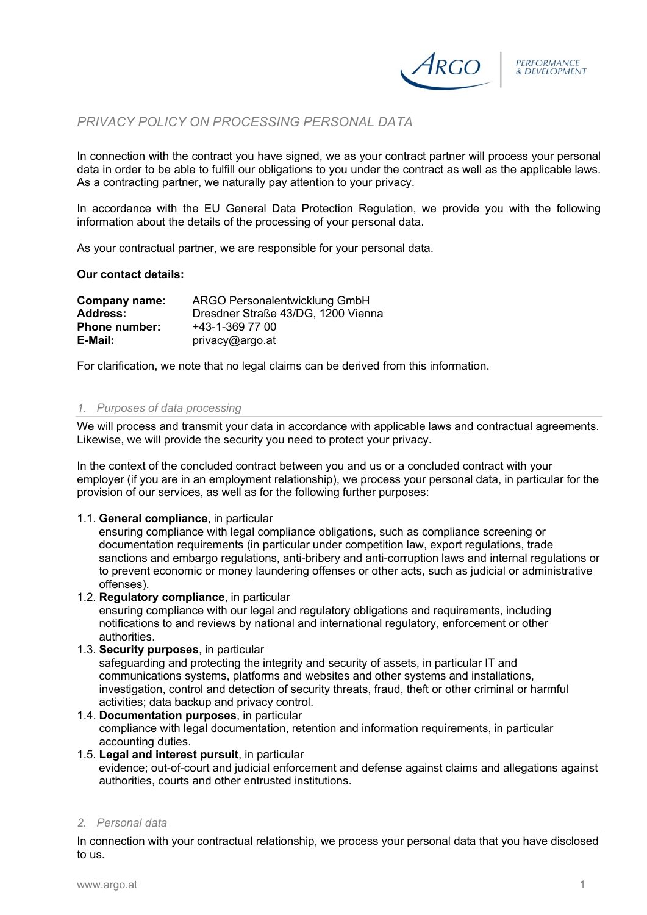# PRIVACY POLICY ON PROCESSING PERSONAL DATA

In connection with the contract you have signed, we as your contract partner will process your personal data in order to be able to fulfill our obligations to you under the contract as well as the applicable laws. As a contracting partner, we naturally pay attention to your privacy.

In accordance with the EU General Data Protection Regulation, we provide you with the following information about the details of the processing of your personal data.

As your contractual partner, we are responsible for your personal data.

**Our contact details:**

| | |
|---|---|
| **Company name:** | ARGO Personalentwicklung GmbH |
| **Address:** | Dresdner Straße 43/DG, 1200 Vienna |
| **Phone number:** | +43-1-369 77 00 |
| **E-Mail:** | privacy@argo.at |

For clarification, we note that no legal claims can be derived from this information.

## 1. Purposes of data processing

We will process and transmit your data in accordance with applicable laws and contractual agreements. Likewise, we will provide the security you need to protect your privacy.

In the context of the concluded contract between you and us or a concluded contract with your employer (if you are in an employment relationship), we process your personal data, in particular for the provision of our services, as well as for the following further purposes:

1.1. **General compliance**, in particular
ensuring compliance with legal compliance obligations, such as compliance screening or documentation requirements (in particular under competition law, export regulations, trade sanctions and embargo regulations, anti-bribery and anti-corruption laws and internal regulations or to prevent economic or money laundering offenses or other acts, such as judicial or administrative offenses).

1.2. **Regulatory compliance**, in particular
ensuring compliance with our legal and regulatory obligations and requirements, including notifications to and reviews by national and international regulatory, enforcement or other authorities.

1.3. **Security purposes**, in particular
safeguarding and protecting the integrity and security of assets, in particular IT and communications systems, platforms and websites and other systems and installations, investigation, control and detection of security threats, fraud, theft or other criminal or harmful activities; data backup and privacy control.

1.4. **Documentation purposes**, in particular
compliance with legal documentation, retention and information requirements, in particular accounting duties.

1.5. **Legal and interest pursuit**, in particular
evidence; out-of-court and judicial enforcement and defense against claims and allegations against authorities, courts and other entrusted institutions.

## 2. Personal data

In connection with your contractual relationship, we process your personal data that you have disclosed to us.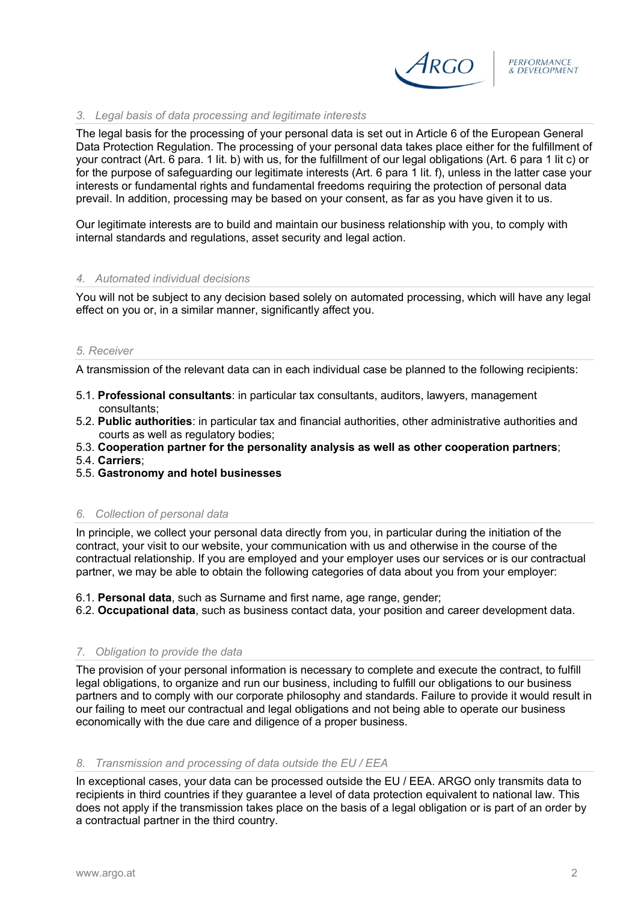### 3. Legal basis of data processing and legitimate interests

The legal basis for the processing of your personal data is set out in Article 6 of the European General Data Protection Regulation. The processing of your personal data takes place either for the fulfillment of your contract (Art. 6 para. 1 lit. b) with us, for the fulfillment of our legal obligations (Art. 6 para 1 lit c) or for the purpose of safeguarding our legitimate interests (Art. 6 para 1 lit. f), unless in the latter case your interests or fundamental rights and fundamental freedoms requiring the protection of personal data prevail. In addition, processing may be based on your consent, as far as you have given it to us.

Our legitimate interests are to build and maintain our business relationship with you, to comply with internal standards and regulations, asset security and legal action.

### 4. Automated individual decisions

You will not be subject to any decision based solely on automated processing, which will have any legal effect on you or, in a similar manner, significantly affect you.

### 5. Receiver

A transmission of the relevant data can in each individual case be planned to the following recipients:

5.1. **Professional consultants**: in particular tax consultants, auditors, lawyers, management consultants;
5.2. **Public authorities**: in particular tax and financial authorities, other administrative authorities and courts as well as regulatory bodies;
5.3. **Cooperation partner for the personality analysis as well as other cooperation partners**;
5.4. **Carriers**;
5.5. **Gastronomy and hotel businesses**

### 6. Collection of personal data

In principle, we collect your personal data directly from you, in particular during the initiation of the contract, your visit to our website, your communication with us and otherwise in the course of the contractual relationship. If you are employed and your employer uses our services or is our contractual partner, we may be able to obtain the following categories of data about you from your employer:

6.1. **Personal data**, such as Surname and first name, age range, gender;
6.2. **Occupational data**, such as business contact data, your position and career development data.

### 7. Obligation to provide the data

The provision of your personal information is necessary to complete and execute the contract, to fulfill legal obligations, to organize and run our business, including to fulfill our obligations to our business partners and to comply with our corporate philosophy and standards. Failure to provide it would result in our failing to meet our contractual and legal obligations and not being able to operate our business economically with the due care and diligence of a proper business.

### 8. Transmission and processing of data outside the EU / EEA

In exceptional cases, your data can be processed outside the EU / EEA. ARGO only transmits data to recipients in third countries if they guarantee a level of data protection equivalent to national law. This does not apply if the transmission takes place on the basis of a legal obligation or is part of an order by a contractual partner in the third country.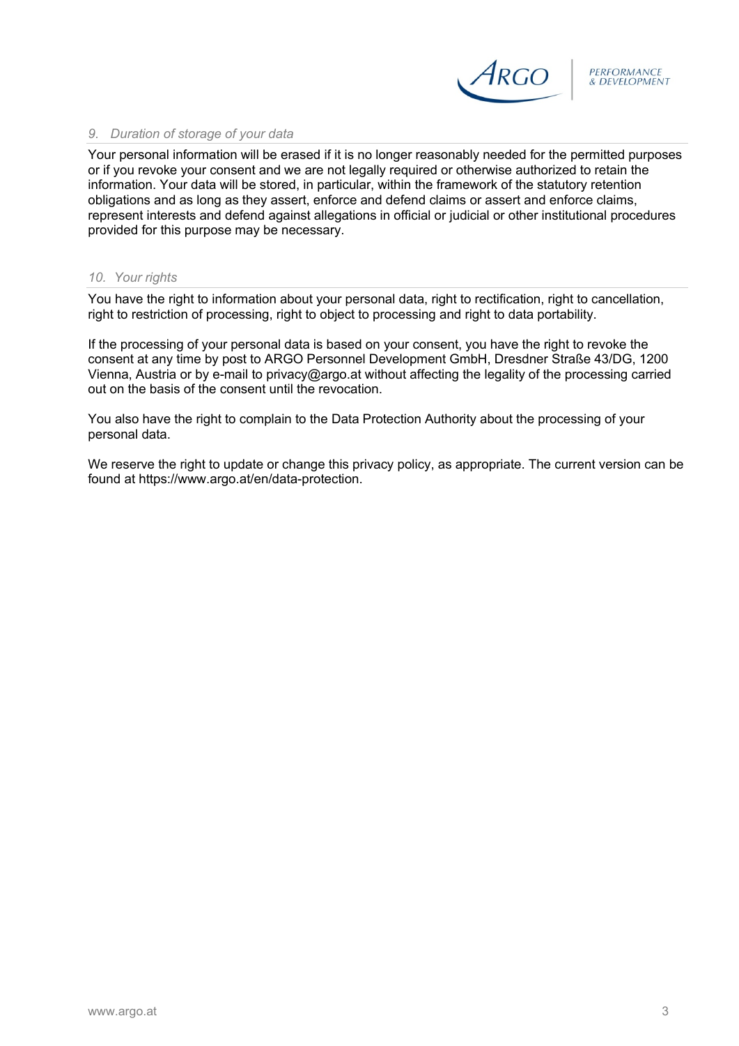## *9. Duration of storage of your data*

Your personal information will be erased if it is no longer reasonably needed for the permitted purposes or if you revoke your consent and we are not legally required or otherwise authorized to retain the information. Your data will be stored, in particular, within the framework of the statutory retention obligations and as long as they assert, enforce and defend claims or assert and enforce claims, represent interests and defend against allegations in official or judicial or other institutional procedures provided for this purpose may be necessary.

## *10. Your rights*

You have the right to information about your personal data, right to rectification, right to cancellation, right to restriction of processing, right to object to processing and right to data portability.

If the processing of your personal data is based on your consent, you have the right to revoke the consent at any time by post to ARGO Personnel Development GmbH, Dresdner Straße 43/DG, 1200 Vienna, Austria or by e-mail to privacy@argo.at without affecting the legality of the processing carried out on the basis of the consent until the revocation.

You also have the right to complain to the Data Protection Authority about the processing of your personal data.

We reserve the right to update or change this privacy policy, as appropriate. The current version can be found at https://www.argo.at/en/data-protection.